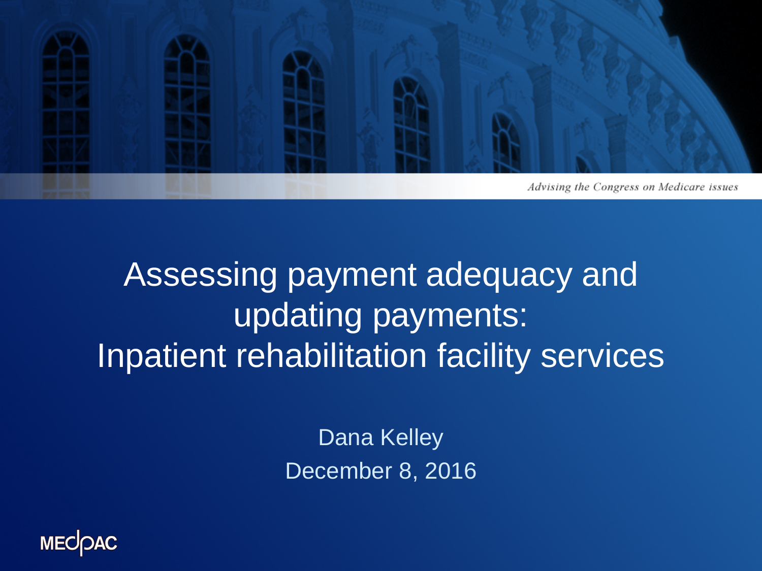*Advising the Congress on Medicare issues*

# Assessing payment adequacy and updating payments: Inpatient rehabilitation facility services

Dana Kelley

December 8, 2016

MEDPAC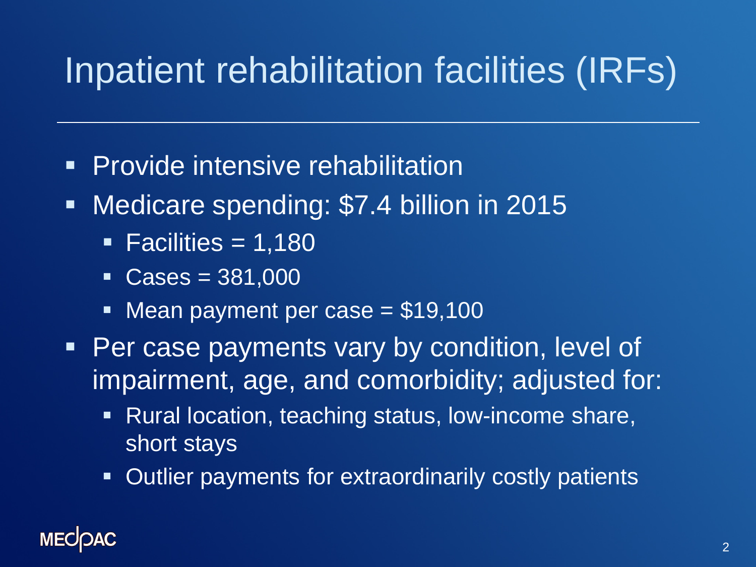# Inpatient rehabilitation facilities (IRFs)

- Provide intensive rehabilitation
- Medicare spending: $7.4 billion in 2015
  - Facilities = 1,180
  - Cases = 381,000
  - Mean payment per case = $19,100
- Per case payments vary by condition, level of impairment, age, and comorbidity; adjusted for:
  - Rural location, teaching status, low-income share, short stays
  - Outlier payments for extraordinarily costly patients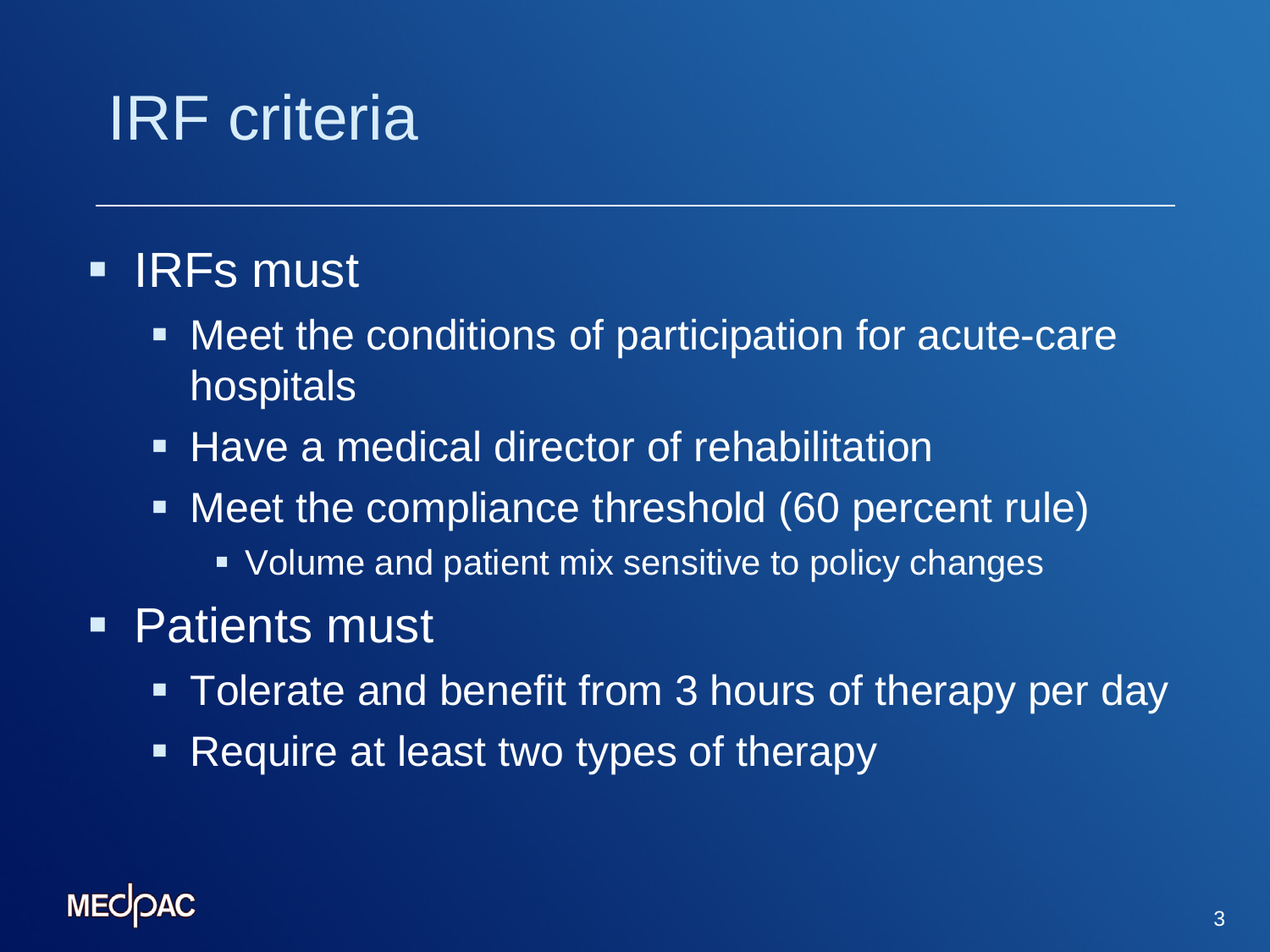# IRF criteria

- IRFs must
  - Meet the conditions of participation for acute-care hospitals
  - Have a medical director of rehabilitation
  - Meet the compliance threshold (60 percent rule)
    - Volume and patient mix sensitive to policy changes
- Patients must
  - Tolerate and benefit from 3 hours of therapy per day
  - Require at least two types of therapy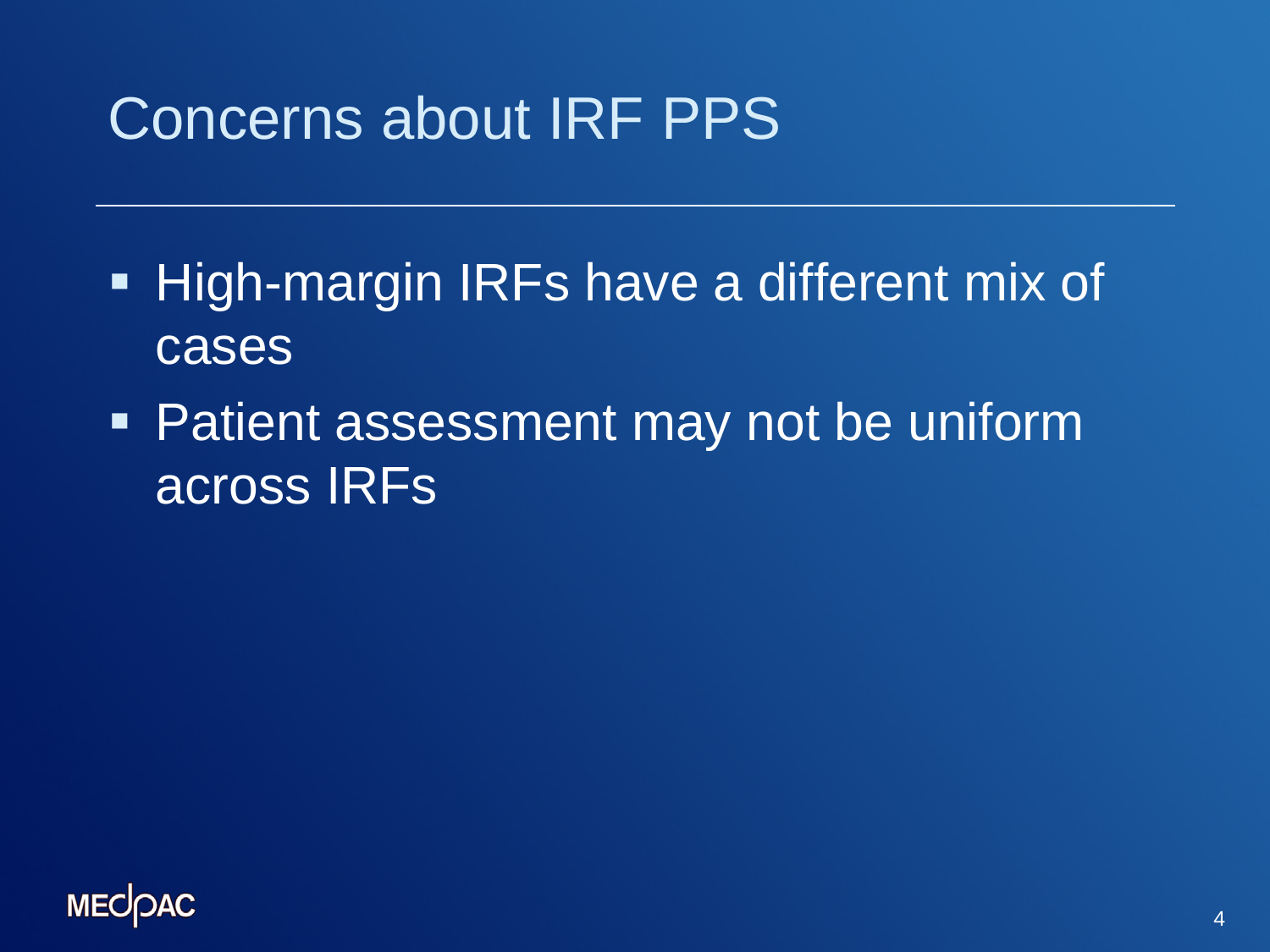# Concerns about IRF PPS

- High-margin IRFs have a different mix of cases
- Patient assessment may not be uniform across IRFs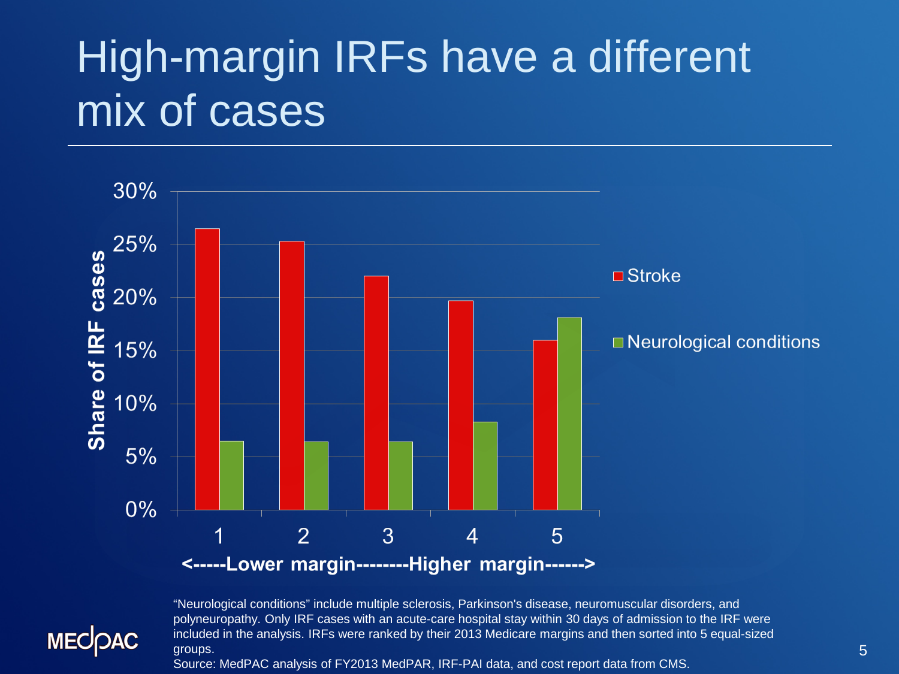# High-margin IRFs have a different mix of cases

| Margin group | Stroke | Neurological conditions |
|---|---|---|
| 1 | 26.5% | 6.5% |
| 2 | 25.3% | 6.4% |
| 3 | 22.0% | 6.4% |
| 4 | 19.7% | 8.3% |
| 5 | 16.0% | 18.1% |

Share of IRF cases

<-----Lower margin--------Higher margin------>

"Neurological conditions" include multiple sclerosis, Parkinson's disease, neuromuscular disorders, and polyneuropathy. Only IRF cases with an acute-care hospital stay within 30 days of admission to the IRF were included in the analysis. IRFs were ranked by their 2013 Medicare margins and then sorted into 5 equal-sized groups.

Source: MedPAC analysis of FY2013 MedPAR, IRF-PAI data, and cost report data from CMS.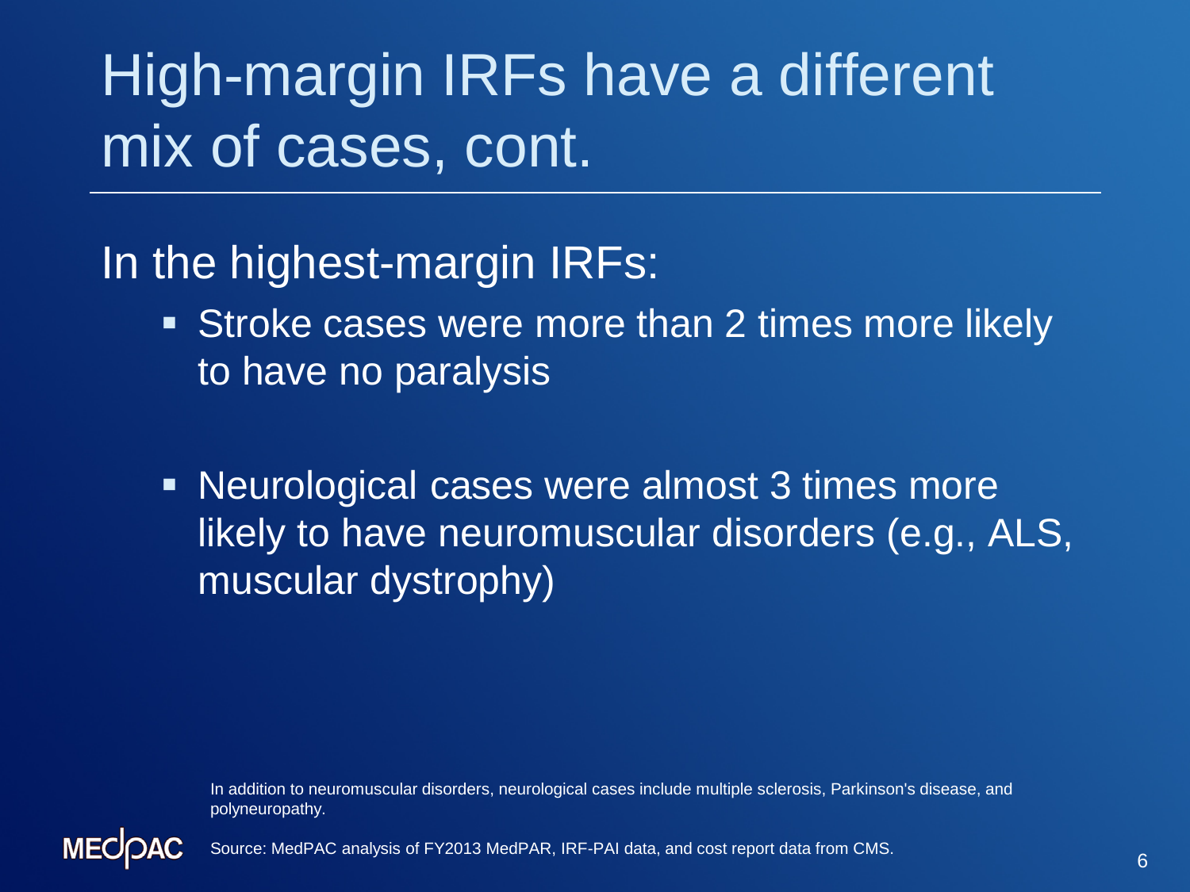# High-margin IRFs have a different mix of cases, cont.

In the highest-margin IRFs:

- Stroke cases were more than 2 times more likely to have no paralysis
- Neurological cases were almost 3 times more likely to have neuromuscular disorders (e.g., ALS, muscular dystrophy)

In addition to neuromuscular disorders, neurological cases include multiple sclerosis, Parkinson's disease, and polyneuropathy.

Source: MedPAC analysis of FY2013 MedPAR, IRF-PAI data, and cost report data from CMS.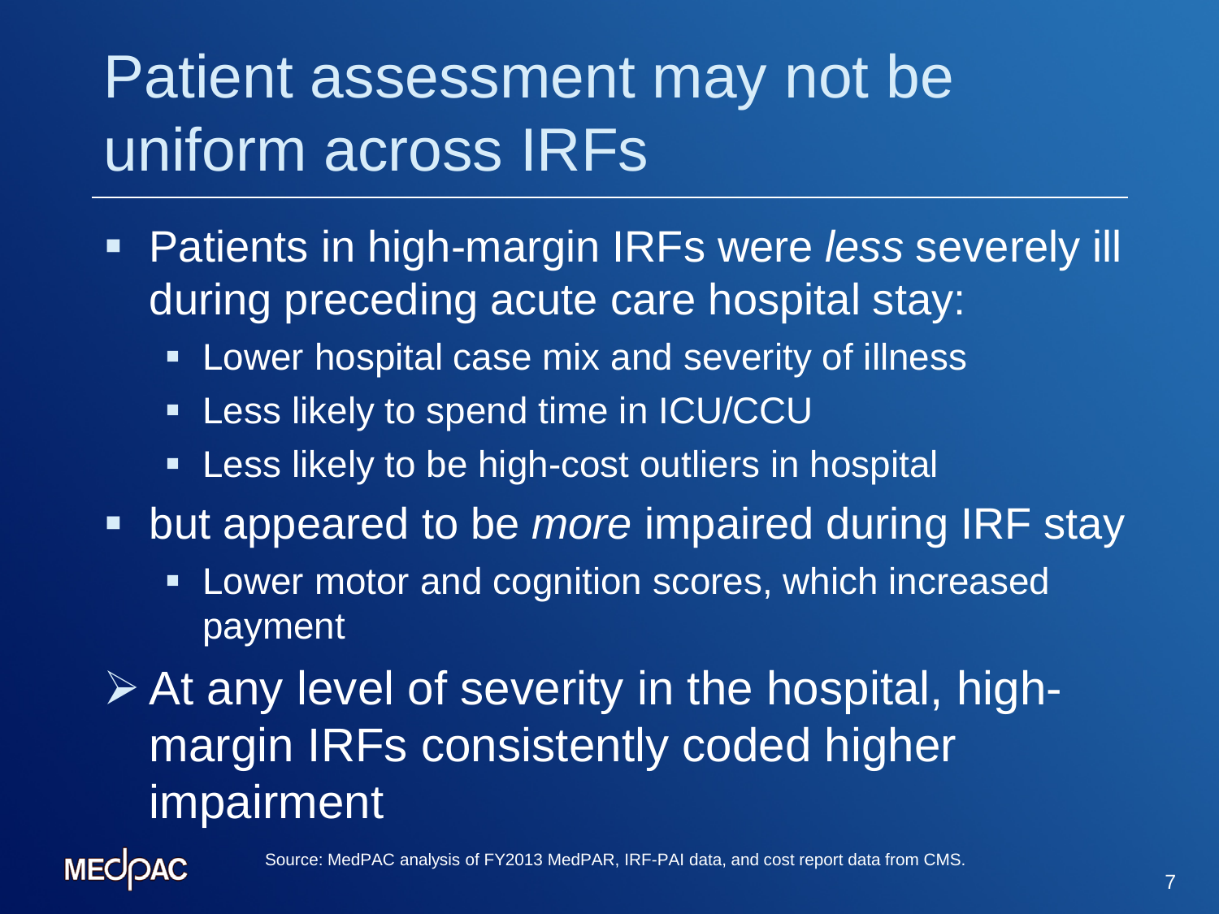# Patient assessment may not be uniform across IRFs

- Patients in high-margin IRFs were *less* severely ill during preceding acute care hospital stay:
  - Lower hospital case mix and severity of illness
  - Less likely to spend time in ICU/CCU
  - Less likely to be high-cost outliers in hospital
- but appeared to be *more* impaired during IRF stay
  - Lower motor and cognition scores, which increased payment

➢ At any level of severity in the hospital, high-margin IRFs consistently coded higher impairment

Source: MedPAC analysis of FY2013 MedPAR, IRF-PAI data, and cost report data from CMS.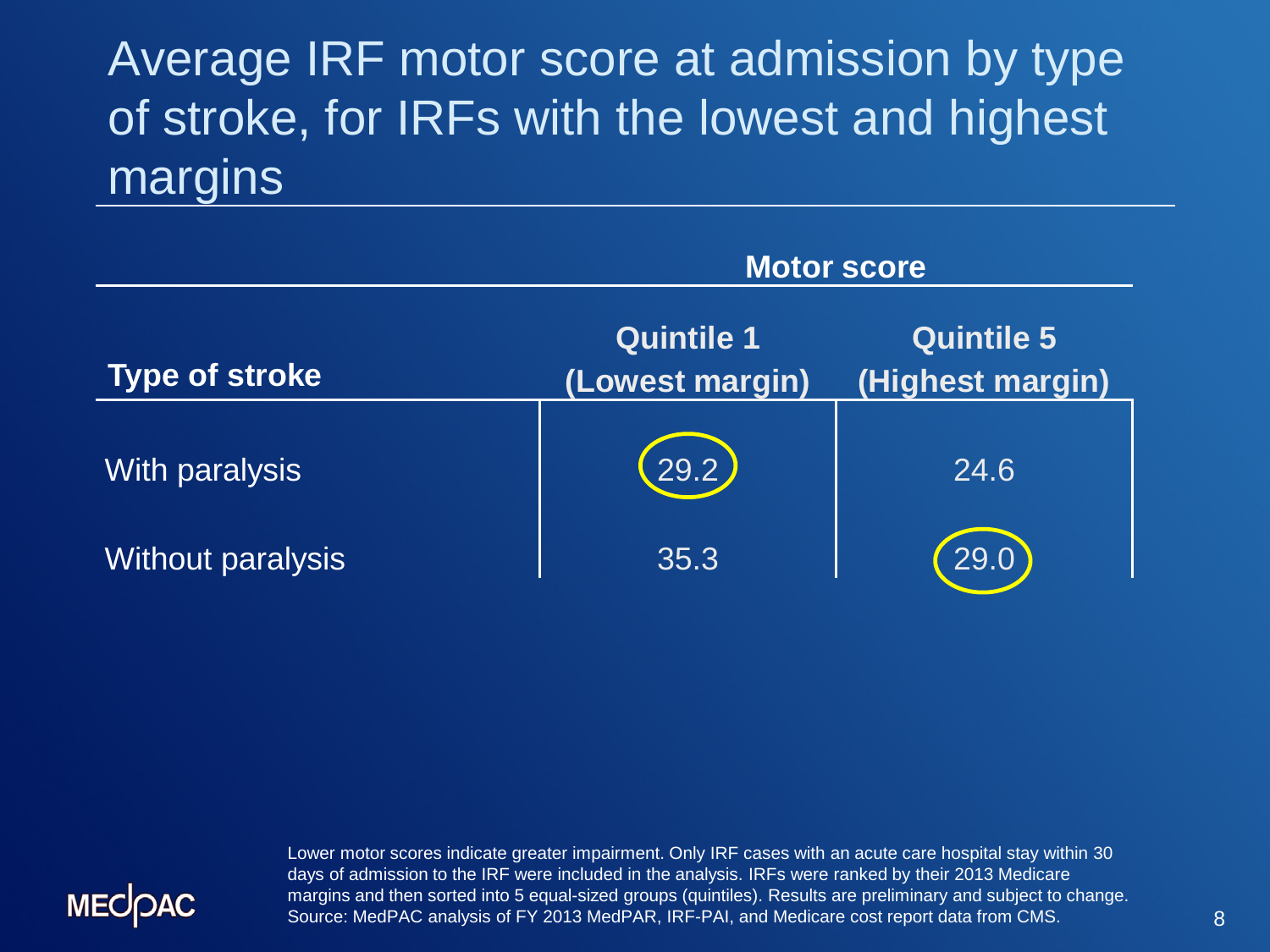# Average IRF motor score at admission by type of stroke, for IRFs with the lowest and highest margins

| | **Motor score** | |
|---|---|---|
| **Type of stroke** | **Quintile 1 (Lowest margin)** | **Quintile 5 (Highest margin)** |
| With paralysis | 29.2 | 24.6 |
| Without paralysis | 35.3 | 29.0 |

Lower motor scores indicate greater impairment. Only IRF cases with an acute care hospital stay within 30 days of admission to the IRF were included in the analysis. IRFs were ranked by their 2013 Medicare margins and then sorted into 5 equal-sized groups (quintiles). Results are preliminary and subject to change.
Source: MedPAC analysis of FY 2013 MedPAR, IRF-PAI, and Medicare cost report data from CMS.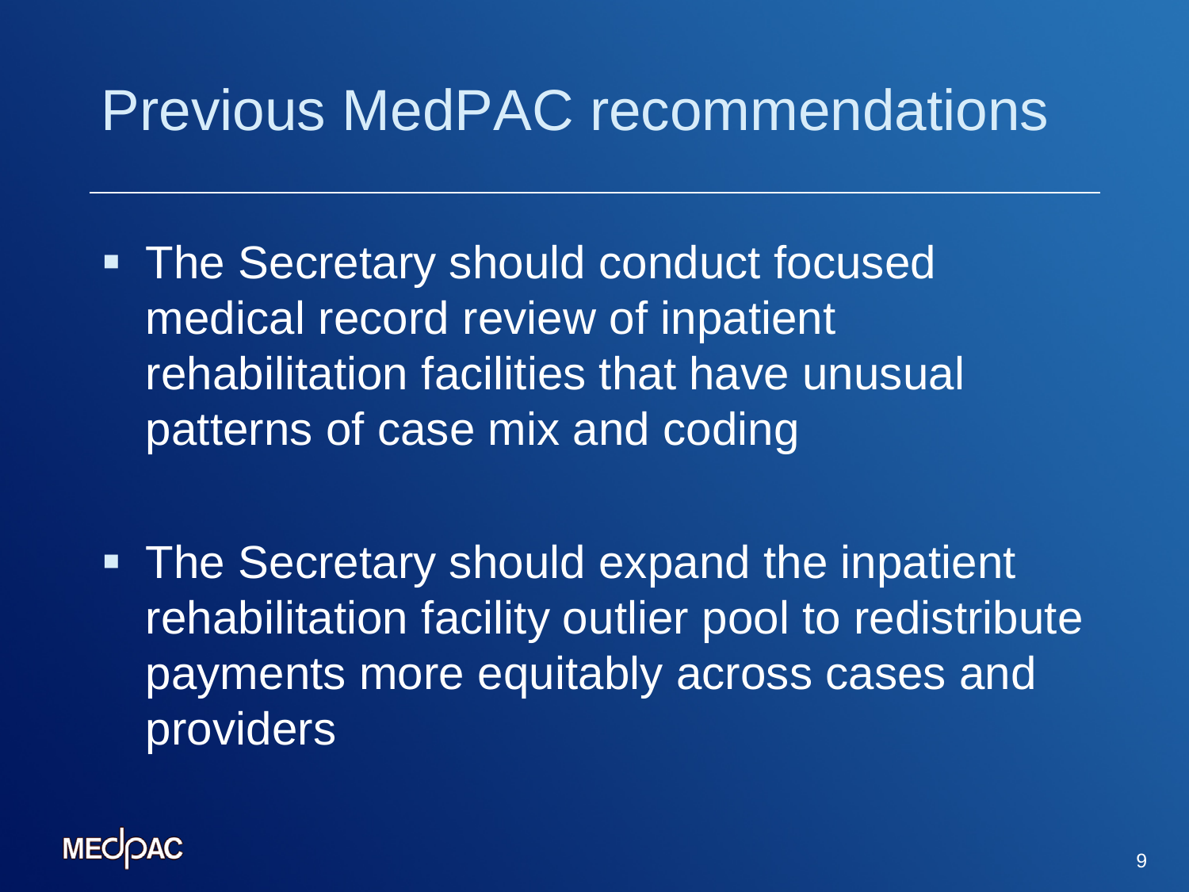# Previous MedPAC recommendations

- The Secretary should conduct focused medical record review of inpatient rehabilitation facilities that have unusual patterns of case mix and coding
- The Secretary should expand the inpatient rehabilitation facility outlier pool to redistribute payments more equitably across cases and providers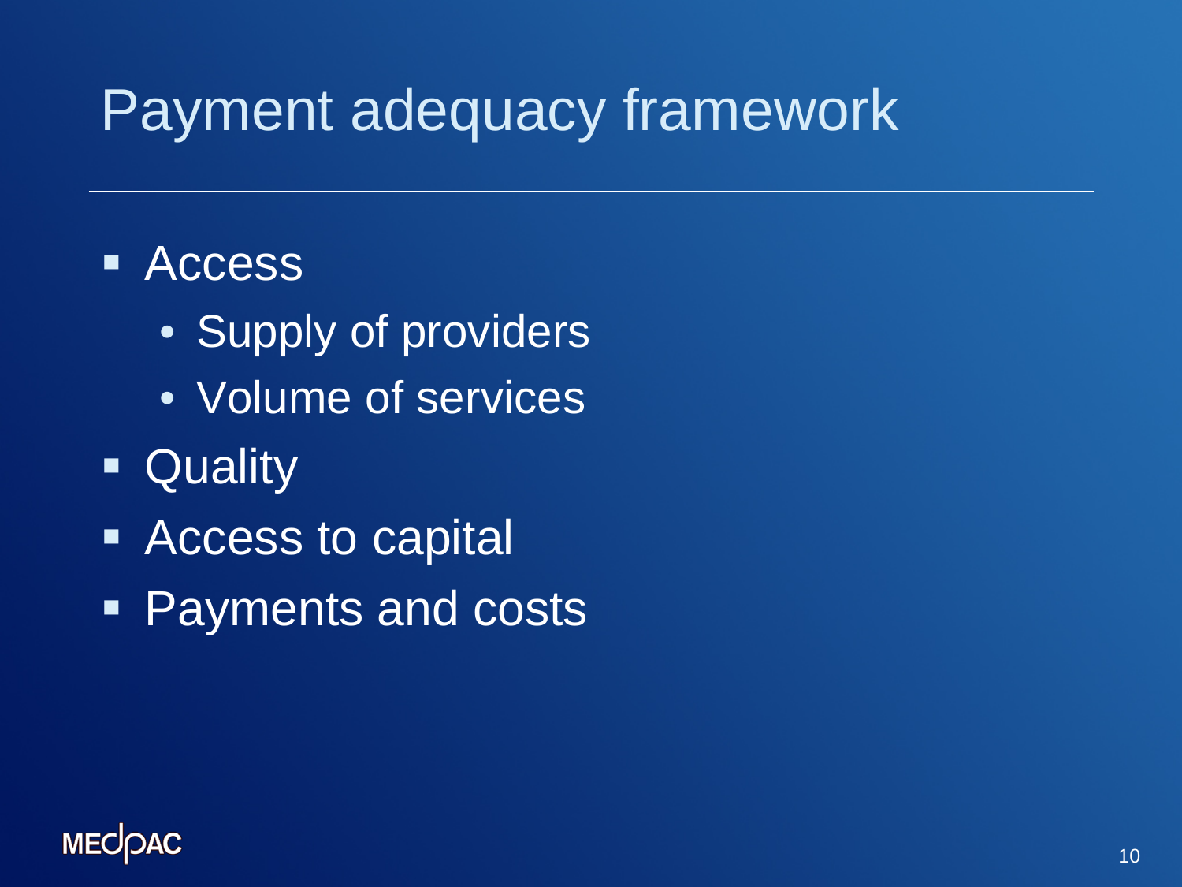# Payment adequacy framework

- Access
  - Supply of providers
  - Volume of services
- Quality
- Access to capital
- Payments and costs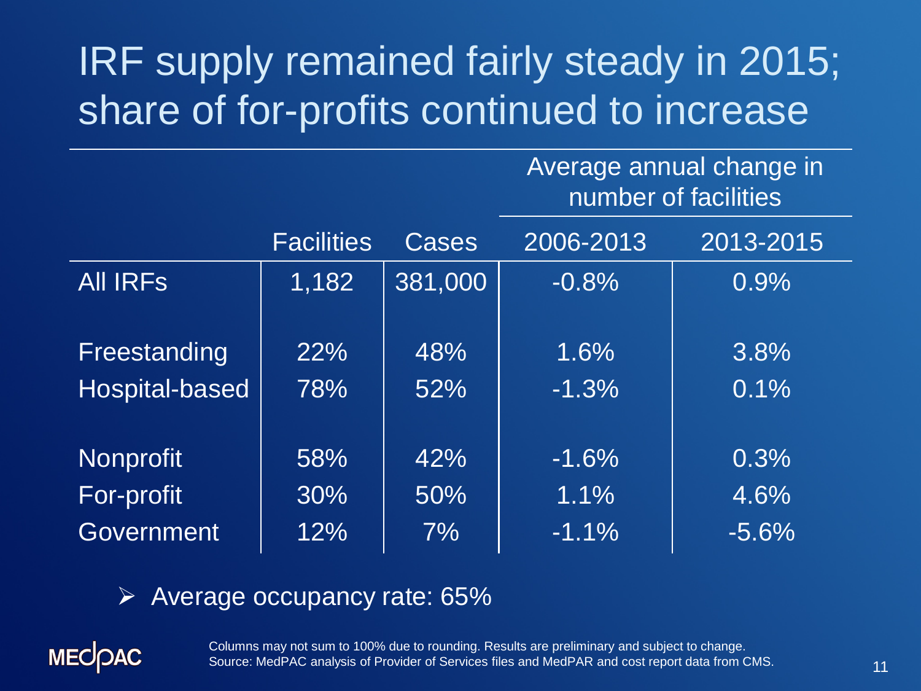# IRF supply remained fairly steady in 2015; share of for-profits continued to increase

| | Facilities | Cases | Average annual change in number of facilities | |
|---|---|---|---|---|
| | | | 2006-2013 | 2013-2015 |
| All IRFs | 1,182 | 381,000 | -0.8% | 0.9% |
| Freestanding | 22% | 48% | 1.6% | 3.8% |
| Hospital-based | 78% | 52% | -1.3% | 0.1% |
| Nonprofit | 58% | 42% | -1.6% | 0.3% |
| For-profit | 30% | 50% | 1.1% | 4.6% |
| Government | 12% | 7% | -1.1% | -5.6% |

- Average occupancy rate: 65%

Columns may not sum to 100% due to rounding. Results are preliminary and subject to change.
Source: MedPAC analysis of Provider of Services files and MedPAR and cost report data from CMS.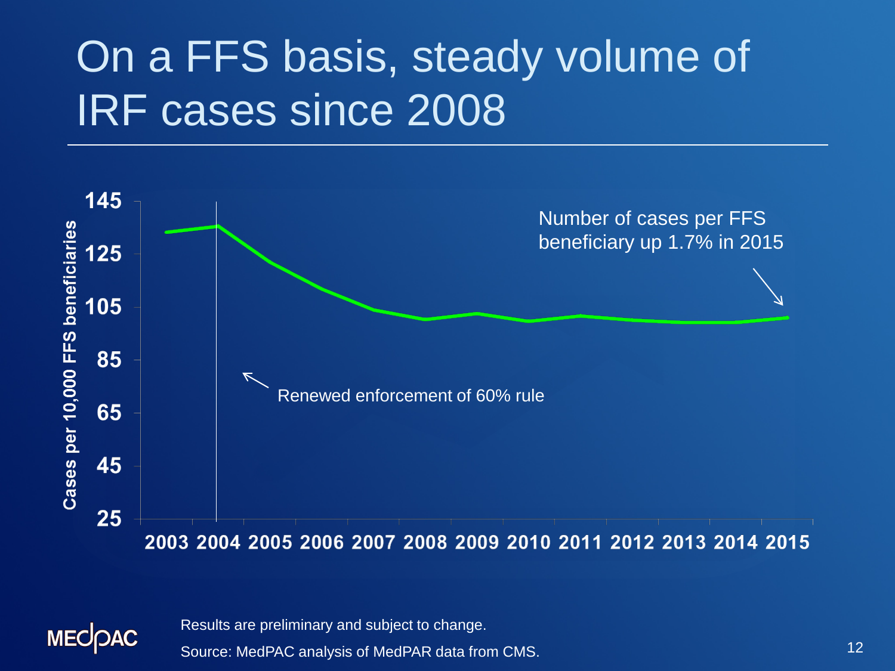# On a FFS basis, steady volume of IRF cases since 2008

Cases per 10,000 FFS beneficiaries

145
125
105
85
65
45
25

2003 2004 2005 2006 2007 2008 2009 2010 2011 2012 2013 2014 2015

Number of cases per FFS beneficiary up 1.7% in 2015

Renewed enforcement of 60% rule

Results are preliminary and subject to change.

Source: MedPAC analysis of MedPAR data from CMS.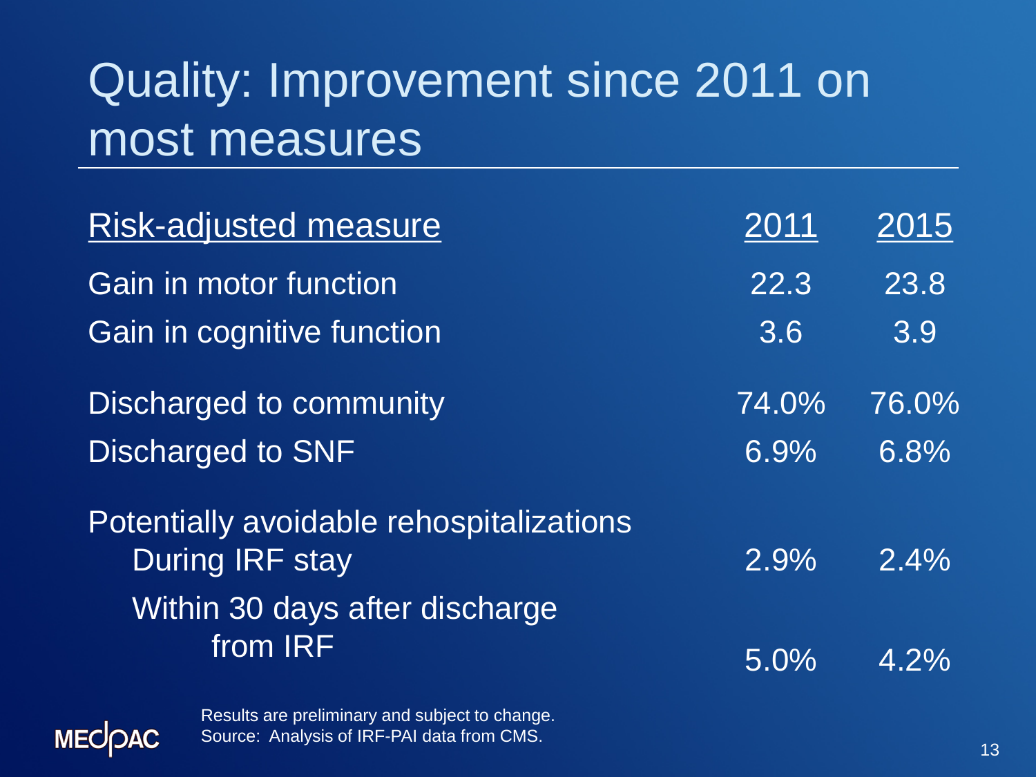# Quality: Improvement since 2011 on most measures

| Risk-adjusted measure | 2011 | 2015 |
|---|---|---|
| Gain in motor function | 22.3 | 23.8 |
| Gain in cognitive function | 3.6 | 3.9 |
| Discharged to community | 74.0% | 76.0% |
| Discharged to SNF | 6.9% | 6.8% |
| Potentially avoidable rehospitalizations | | |
| During IRF stay | 2.9% | 2.4% |
| Within 30 days after discharge from IRF | 5.0% | 4.2% |

Results are preliminary and subject to change.
Source: Analysis of IRF-PAI data from CMS.

MEDPAC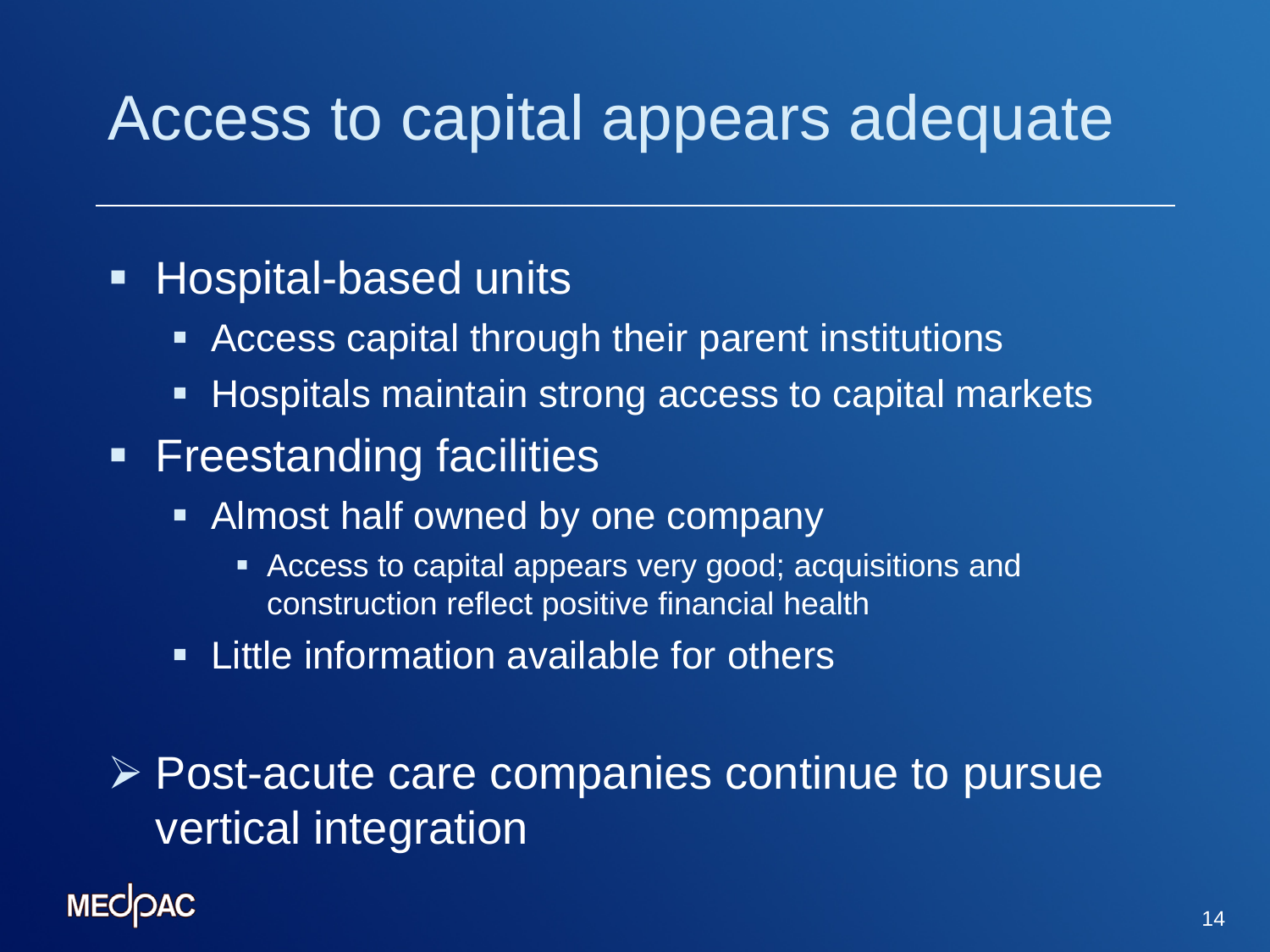# Access to capital appears adequate

- Hospital-based units
  - Access capital through their parent institutions
  - Hospitals maintain strong access to capital markets
- Freestanding facilities
  - Almost half owned by one company
    - Access to capital appears very good; acquisitions and construction reflect positive financial health
  - Little information available for others

➢ Post-acute care companies continue to pursue vertical integration

MEDPAC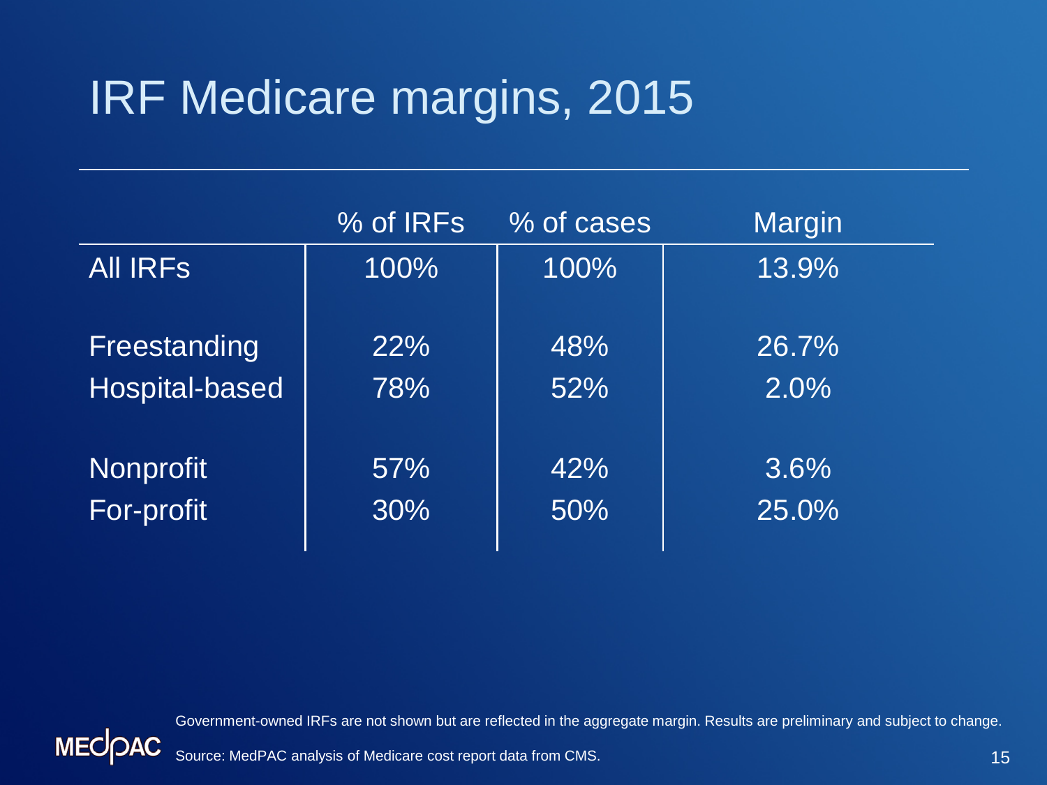# IRF Medicare margins, 2015

| | % of IRFs | % of cases | Margin |
|---|---|---|---|
| All IRFs | 100% | 100% | 13.9% |
| Freestanding | 22% | 48% | 26.7% |
| Hospital-based | 78% | 52% | 2.0% |
| Nonprofit | 57% | 42% | 3.6% |
| For-profit | 30% | 50% | 25.0% |

Government-owned IRFs are not shown but are reflected in the aggregate margin. Results are preliminary and subject to change.

Source: MedPAC analysis of Medicare cost report data from CMS.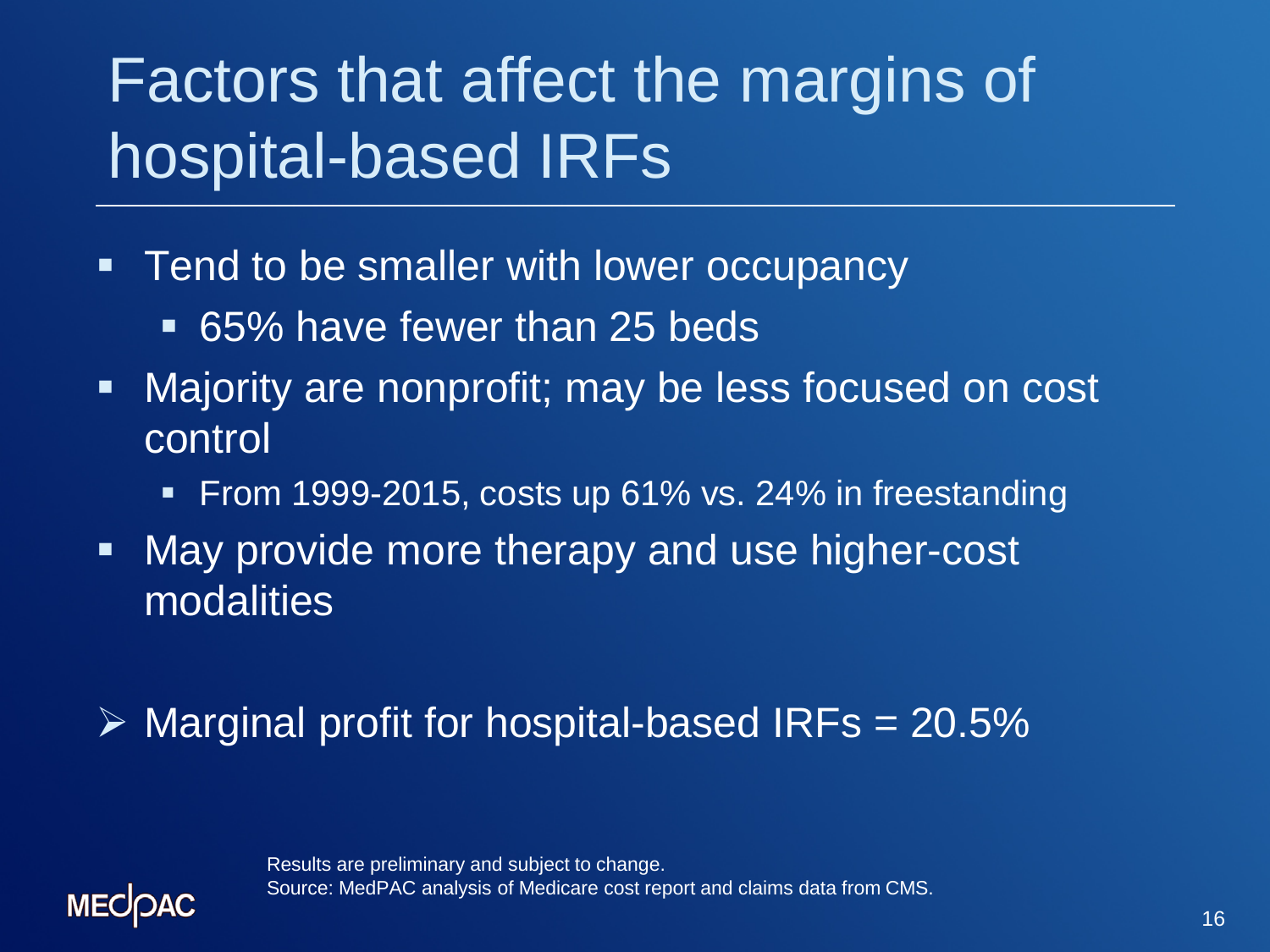# Factors that affect the margins of hospital-based IRFs

- Tend to be smaller with lower occupancy
  - 65% have fewer than 25 beds
- Majority are nonprofit; may be less focused on cost control
  - From 1999-2015, costs up 61% vs. 24% in freestanding
- May provide more therapy and use higher-cost modalities

➢ Marginal profit for hospital-based IRFs = 20.5%

Results are preliminary and subject to change.
Source: MedPAC analysis of Medicare cost report and claims data from CMS.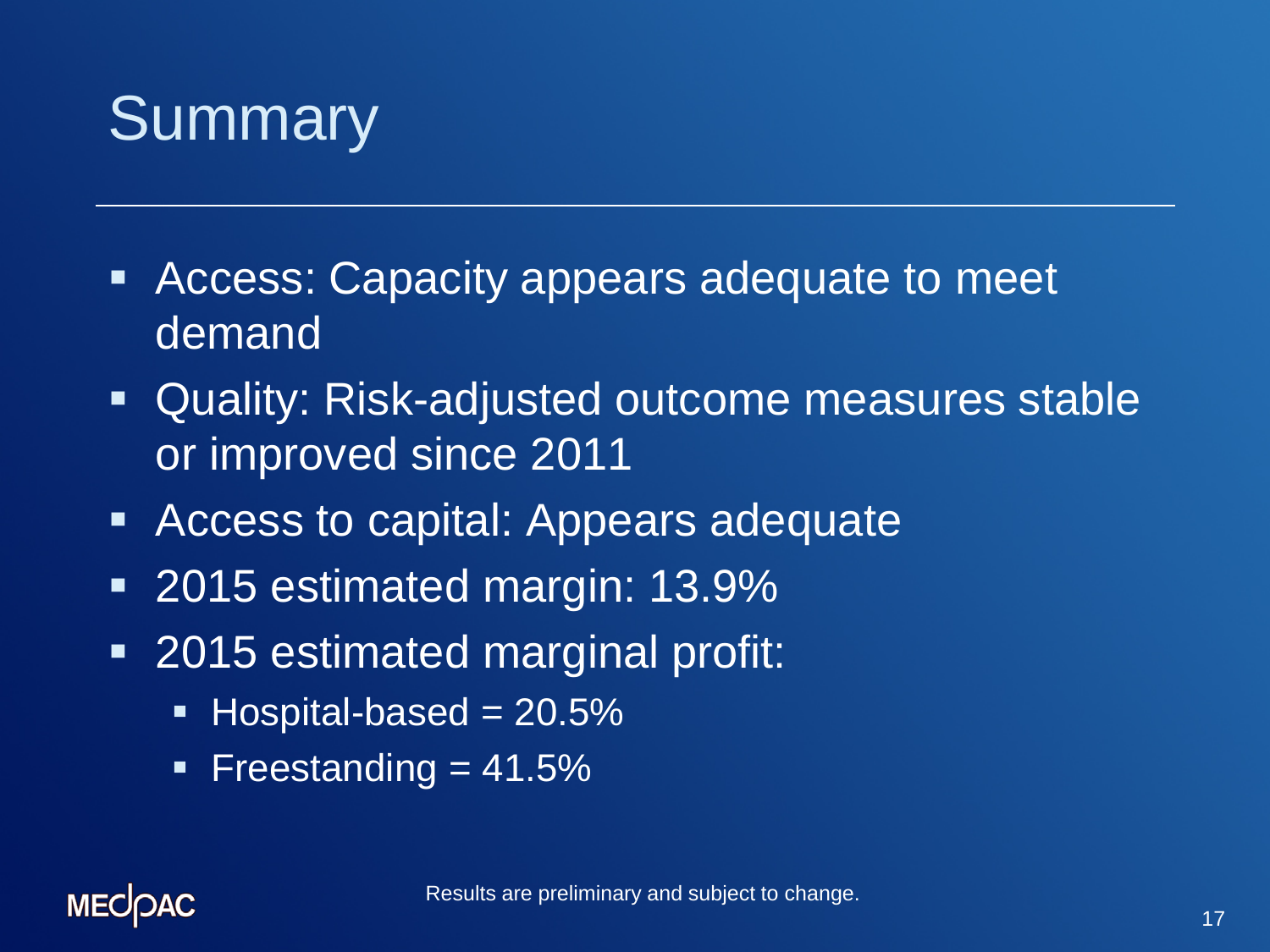# Summary

- Access: Capacity appears adequate to meet demand
- Quality: Risk-adjusted outcome measures stable or improved since 2011
- Access to capital: Appears adequate
- 2015 estimated margin: 13.9%
- 2015 estimated marginal profit:
  - Hospital-based = 20.5%
  - Freestanding = 41.5%

MEDPAC

Results are preliminary and subject to change.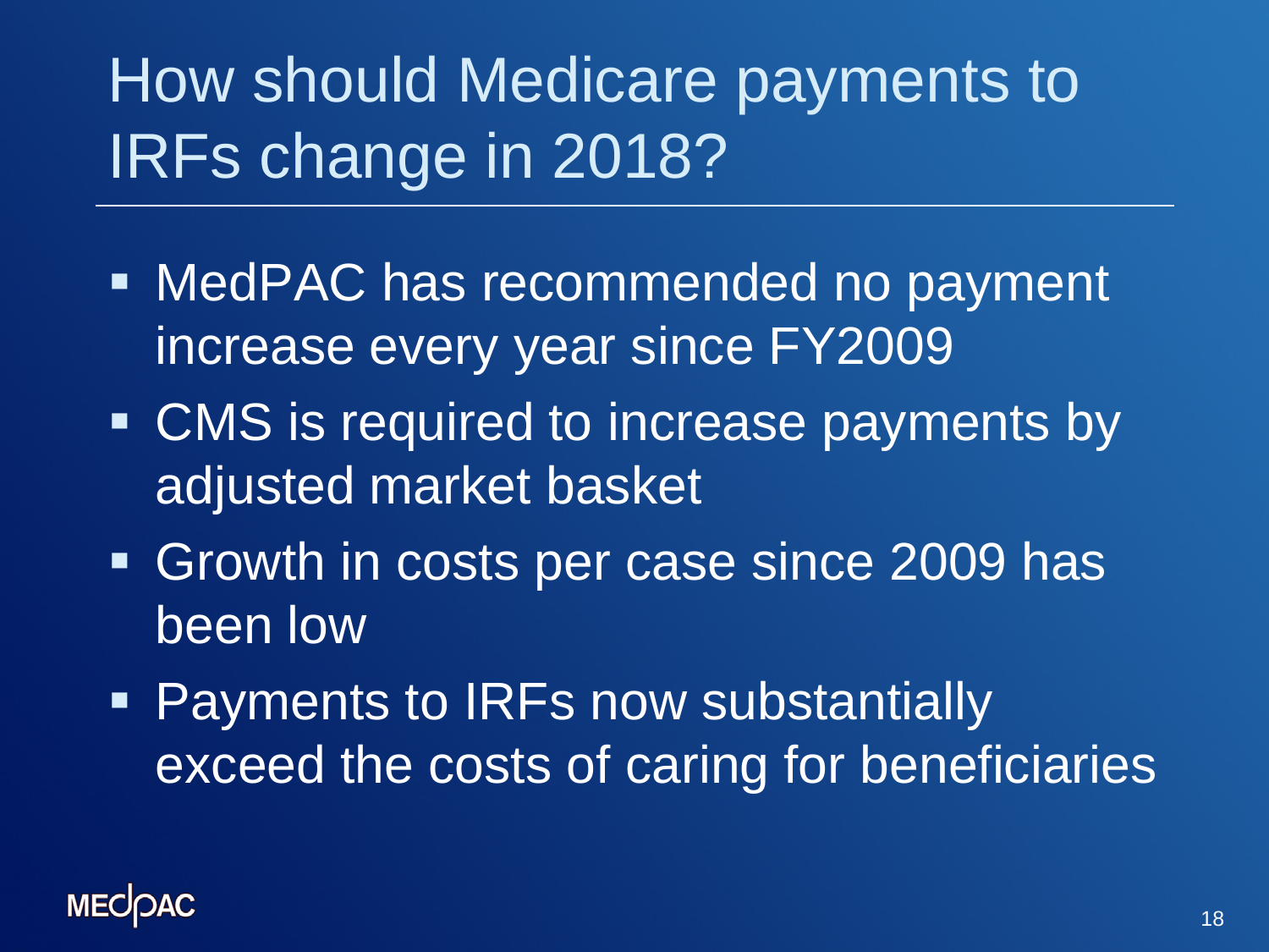# How should Medicare payments to IRFs change in 2018?

- MedPAC has recommended no payment increase every year since FY2009
- CMS is required to increase payments by adjusted market basket
- Growth in costs per case since 2009 has been low
- Payments to IRFs now substantially exceed the costs of caring for beneficiaries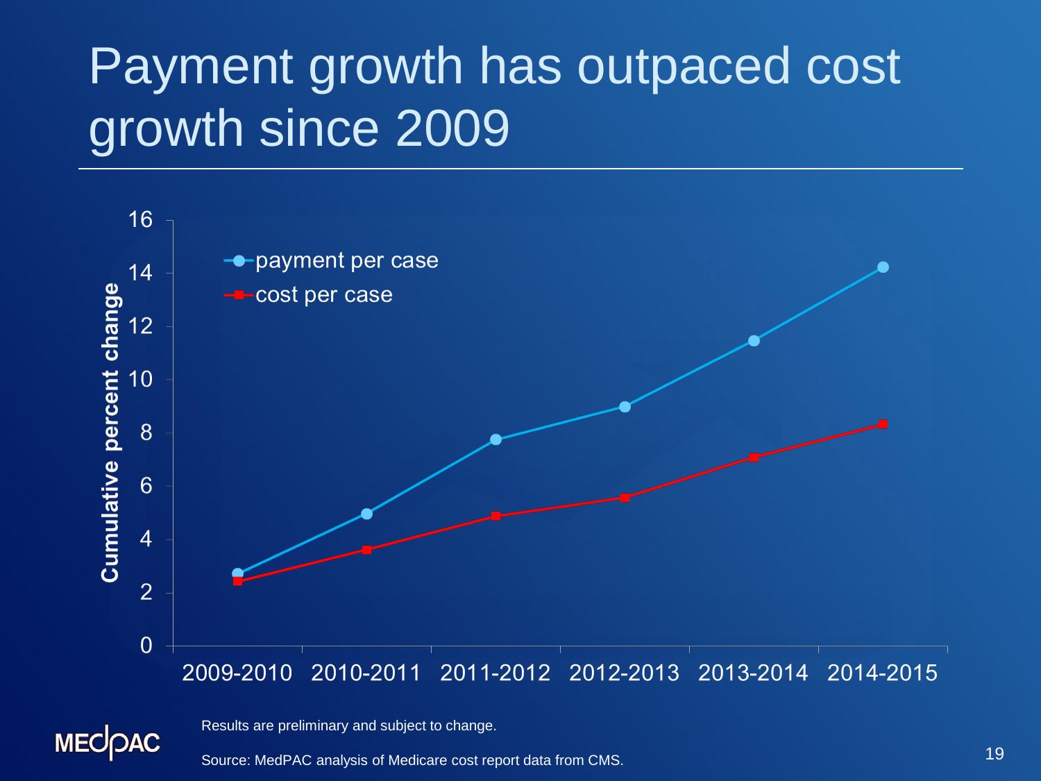# Payment growth has outpaced cost growth since 2009

Cumulative percent change

16
14
12
10
8
6
4
2
0

payment per case
cost per case

2009-2010
2010-2011
2011-2012
2012-2013
2013-2014
2014-2015

Results are preliminary and subject to change.

Source: MedPAC analysis of Medicare cost report data from CMS.

MEDPAC